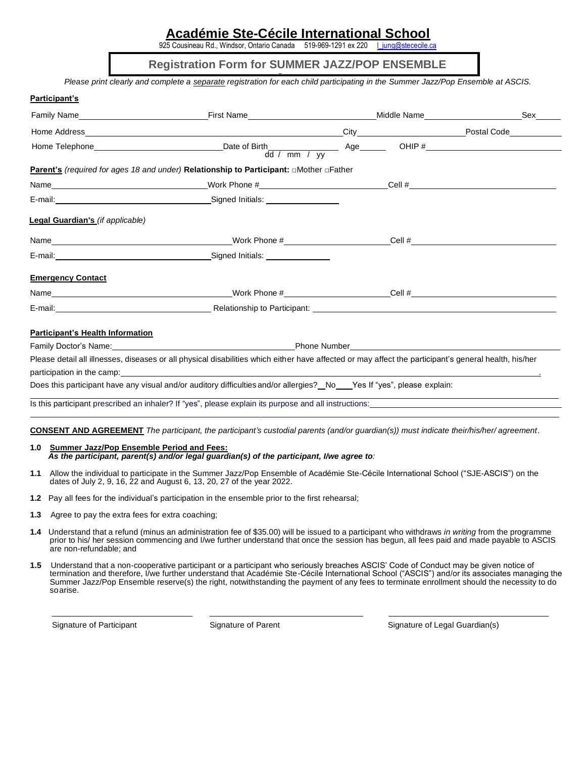# Académie Ste-Cécile International School

925 Cousineau Rd., Windsor, Ontario Canada 519-969-1291 ex 220 l_jung@stececile.ca

## Registration Form for SUMMER JAZZ/POP ENSEMBLE

*Please print clearly and complete a separate registration for each child participating in the Summer Jazz/Pop Ensemble at ASCIS.*

**Participant's**

Family Name\_\_\_\_\_\_\_\_\_\_\_\_ First Name\_\_\_\_\_\_\_\_\_\_\_\_ Middle Name\_\_\_\_\_\_\_\_\_\_\_\_ Sex\_\_\_\_\_

Home Address\_\_\_\_\_\_\_\_\_\_\_\_\_\_\_\_\_\_\_\_\_\_\_\_ City\_\_\_\_\_\_\_\_\_\_\_\_ Postal Code\_\_\_\_\_\_\_\_

Home Telephone\_\_\_\_\_\_\_\_\_\_\_\_ Date of Birth\_\_\_\_\_\_\_\_ (dd / mm / yy) Age\_\_\_\_\_ OHIP #\_\_\_\_\_\_\_\_\_\_\_\_

**Parent's** *(required for ages 18 and under)* **Relationship to Participant:** □Mother □Father

Name\_\_\_\_\_\_\_\_\_\_\_\_ Work Phone #\_\_\_\_\_\_\_\_\_\_\_\_ Cell #\_\_\_\_\_\_\_\_\_\_\_\_

E-mail:\_\_\_\_\_\_\_\_\_\_\_\_ Signed Initials: \_\_\_\_\_\_\_\_\_\_\_\_

**Legal Guardian's** *(if applicable)*

Name\_\_\_\_\_\_\_\_\_\_\_\_ Work Phone #\_\_\_\_\_\_\_\_\_\_\_\_ Cell #\_\_\_\_\_\_\_\_\_\_\_\_

E-mail:\_\_\_\_\_\_\_\_\_\_\_\_ Signed Initials: \_\_\_\_\_\_\_\_\_\_\_\_

**Emergency Contact**

Name\_\_\_\_\_\_\_\_\_\_\_\_ Work Phone #\_\_\_\_\_\_\_\_\_\_\_\_ Cell #\_\_\_\_\_\_\_\_\_\_\_\_

E-mail:\_\_\_\_\_\_\_\_\_\_\_\_ Relationship to Participant: \_\_\_\_\_\_\_\_\_\_\_\_

**Participant's Health Information**

Family Doctor's Name:\_\_\_\_\_\_\_\_\_\_\_\_ Phone Number\_\_\_\_\_\_\_\_\_\_\_\_

Please detail all illnesses, diseases or all physical disabilities which either have affected or may affect the participant's general health, his/her participation in the camp:\_\_\_\_\_\_\_\_\_\_\_\_.

Does this participant have any visual and/or auditory difficulties and/or allergies?\_\_No\_\_\_\_Yes If "yes", please explain:

Is this participant prescribed an inhaler? If "yes", please explain its purpose and all instructions:\_\_\_\_\_\_\_\_\_\_\_\_

**CONSENT AND AGREEMENT** *The participant, the participant's custodial parents (and/or guardian(s)) must indicate their/his/her/ agreement.*

**1.0 Summer Jazz/Pop Ensemble Period and Fees:**
***As the participant, parent(s) and/or legal guardian(s) of the participant, I/we agree to:***

**1.1** Allow the individual to participate in the Summer Jazz/Pop Ensemble of Académie Ste-Cécile International School ("SJE-ASCIS") on the dates of July 2, 9, 16, 22 and August 6, 13, 20, 27 of the year 2022.

**1.2** Pay all fees for the individual's participation in the ensemble prior to the first rehearsal;

**1.3** Agree to pay the extra fees for extra coaching;

**1.4** Understand that a refund (minus an administration fee of $35.00) will be issued to a participant who withdraws *in writing* from the programme prior to his/ her session commencing and I/we further understand that once the session has begun, all fees paid and made payable to ASCIS are non-refundable; and

**1.5** Understand that a non-cooperative participant or a participant who seriously breaches ASCIS' Code of Conduct may be given notice of termination and therefore, I/we further understand that Académie Ste-Cécile International School ("ASCIS") and/or its associates managing the Summer Jazz/Pop Ensemble reserve(s) the right, notwithstanding the payment of any fees to terminate enrollment should the necessity to do soarise.

\_\_\_\_\_\_\_\_\_\_\_\_ Signature of Participant

\_\_\_\_\_\_\_\_\_\_\_\_ Signature of Parent

\_\_\_\_\_\_\_\_\_\_\_\_ Signature of Legal Guardian(s)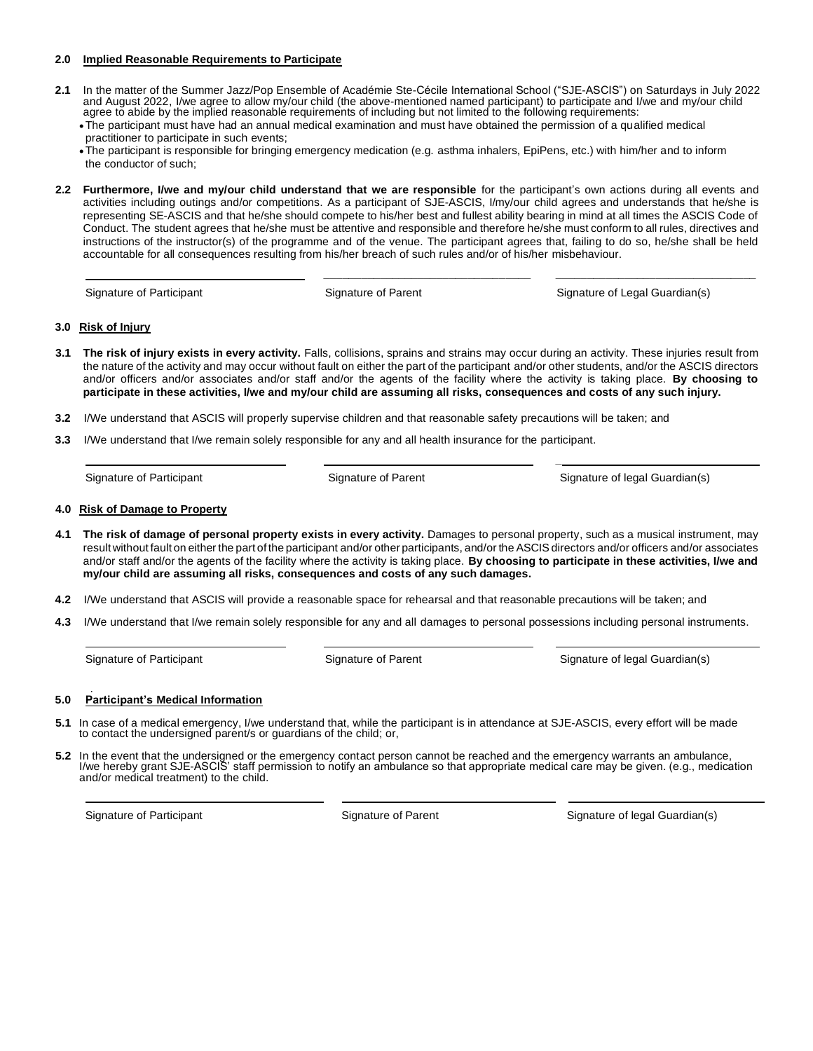## 2.0 Implied Reasonable Requirements to Participate

**2.1** In the matter of the Summer Jazz/Pop Ensemble of Académie Ste-Cécile International School ("SJE-ASCIS") on Saturdays in July 2022 and August 2022, I/we agree to allow my/our child (the above-mentioned named participant) to participate and I/we and my/our child agree to abide by the implied reasonable requirements of including but not limited to the following requirements:

- The participant must have had an annual medical examination and must have obtained the permission of a qualified medical practitioner to participate in such events;
- The participant is responsible for bringing emergency medication (e.g. asthma inhalers, EpiPens, etc.) with him/her and to inform the conductor of such;

**2.2** **Furthermore, I/we and my/our child understand that we are responsible** for the participant's own actions during all events and activities including outings and/or competitions. As a participant of SJE-ASCIS, I/my/our child agrees and understands that he/she is representing SE-ASCIS and that he/she should compete to his/her best and fullest ability bearing in mind at all times the ASCIS Code of Conduct. The student agrees that he/she must be attentive and responsible and therefore he/she must conform to all rules, directives and instructions of the instructor(s) of the programme and of the venue. The participant agrees that, failing to do so, he/she shall be held accountable for all consequences resulting from his/her breach of such rules and/or of his/her misbehaviour.

| | | |
|---|---|---|
| Signature of Participant | Signature of Parent | Signature of Legal Guardian(s) |

## 3.0 Risk of Injury

**3.1** **The risk of injury exists in every activity.** Falls, collisions, sprains and strains may occur during an activity. These injuries result from the nature of the activity and may occur without fault on either the part of the participant and/or other students, and/or the ASCIS directors and/or officers and/or associates and/or staff and/or the agents of the facility where the activity is taking place. **By choosing to participate in these activities, I/we and my/our child are assuming all risks, consequences and costs of any such injury.**

**3.2** I/We understand that ASCIS will properly supervise children and that reasonable safety precautions will be taken; and

**3.3** I/We understand that I/we remain solely responsible for any and all health insurance for the participant.

| | | |
|---|---|---|
| Signature of Participant | Signature of Parent | Signature of legal Guardian(s) |

## 4.0 Risk of Damage to Property

**4.1** **The risk of damage of personal property exists in every activity.** Damages to personal property, such as a musical instrument, may result without fault on either the part of the participant and/or other participants, and/or the ASCIS directors and/or officers and/or associates and/or staff and/or the agents of the facility where the activity is taking place. **By choosing to participate in these activities, I/we and my/our child are assuming all risks, consequences and costs of any such damages.**

**4.2** I/We understand that ASCIS will provide a reasonable space for rehearsal and that reasonable precautions will be taken; and

**4.3** I/We understand that I/we remain solely responsible for any and all damages to personal possessions including personal instruments.

| | | |
|---|---|---|
| Signature of Participant | Signature of Parent | Signature of legal Guardian(s) |

## 5.0 Participant's Medical Information

**5.1** In case of a medical emergency, I/we understand that, while the participant is in attendance at SJE-ASCIS, every effort will be made to contact the undersigned parent/s or guardians of the child; or,

**5.2** In the event that the undersigned or the emergency contact person cannot be reached and the emergency warrants an ambulance, I/we hereby grant SJE-ASCIS' staff permission to notify an ambulance so that appropriate medical care may be given. (e.g., medication and/or medical treatment) to the child.

| | | |
|---|---|---|
| Signature of Participant | Signature of Parent | Signature of legal Guardian(s) |